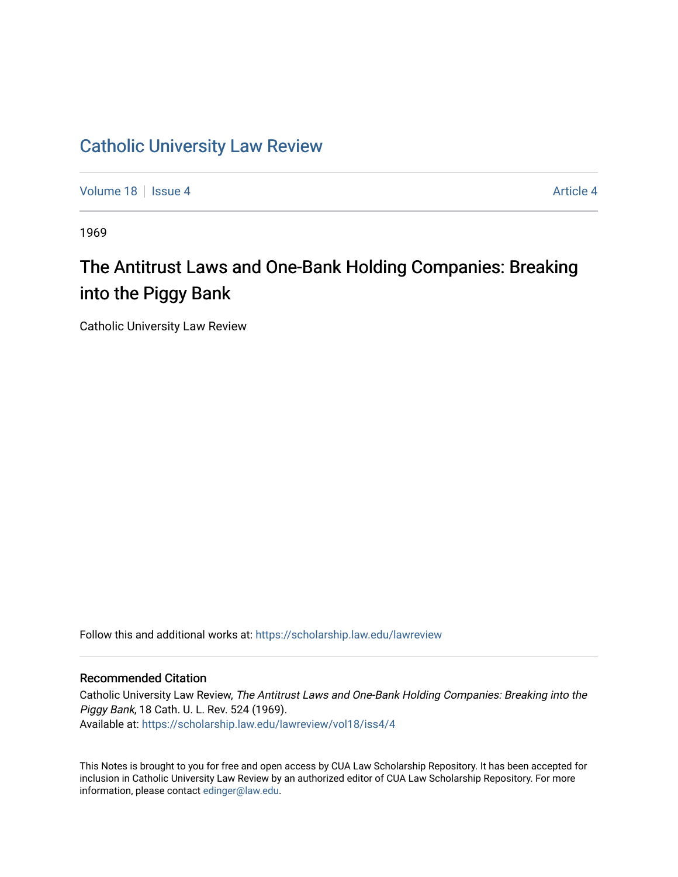# Catholic University Law Review

Volume 18 | Issue 4 Article 4

1969

## The Antitrust Laws and One-Bank Holding Companies: Breaking into the Piggy Bank

Catholic University Law Review

Follow this and additional works at: https://scholarship.law.edu/lawreview

### Recommended Citation

Catholic University Law Review, *The Antitrust Laws and One-Bank Holding Companies: Breaking into the Piggy Bank*, 18 Cath. U. L. Rev. 524 (1969).
Available at: https://scholarship.law.edu/lawreview/vol18/iss4/4

This Notes is brought to you for free and open access by CUA Law Scholarship Repository. It has been accepted for inclusion in Catholic University Law Review by an authorized editor of CUA Law Scholarship Repository. For more information, please contact edinger@law.edu.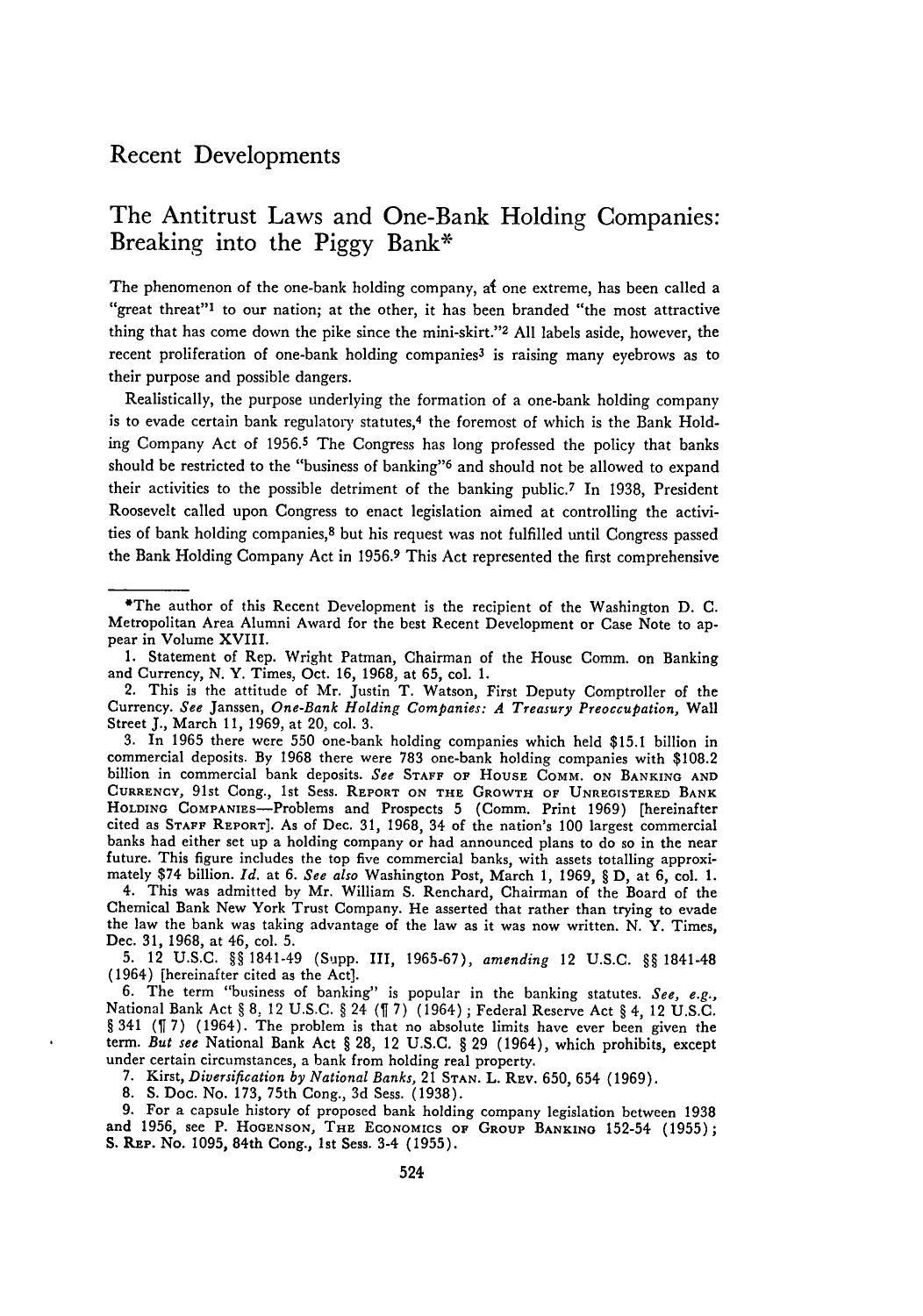# Recent Developments

## The Antitrust Laws and One-Bank Holding Companies: Breaking into the Piggy Bank*

The phenomenon of the one-bank holding company, at one extreme, has been called a "great threat"[1] to our nation; at the other, it has been branded "the most attractive thing that has come down the pike since the mini-skirt."[2] All labels aside, however, the recent proliferation of one-bank holding companies[3] is raising many eyebrows as to their purpose and possible dangers.

Realistically, the purpose underlying the formation of a one-bank holding company is to evade certain bank regulatory statutes,[4] the foremost of which is the Bank Holding Company Act of 1956.[5] The Congress has long professed the policy that banks should be restricted to the "business of banking"[6] and should not be allowed to expand their activities to the possible detriment of the banking public.[7] In 1938, President Roosevelt called upon Congress to enact legislation aimed at controlling the activities of bank holding companies,[8] but his request was not fulfilled until Congress passed the Bank Holding Company Act in 1956.[9] This Act represented the first comprehensive

---

*The author of this Recent Development is the recipient of the Washington D. C. Metropolitan Area Alumni Award for the best Recent Development or Case Note to appear in Volume XVIII.

1. Statement of Rep. Wright Patman, Chairman of the House Comm. on Banking and Currency, N. Y. Times, Oct. 16, 1968, at 65, col. 1.

2. This is the attitude of Mr. Justin T. Watson, First Deputy Comptroller of the Currency. *See* Janssen, *One-Bank Holding Companies: A Treasury Preoccupation,* Wall Street J., March 11, 1969, at 20, col. 3.

3. In 1965 there were 550 one-bank holding companies which held $15.1 billion in commercial deposits. By 1968 there were 783 one-bank holding companies with $108.2 billion in commercial bank deposits. *See* Staff of House Comm. on Banking and Currency, 91st Cong., 1st Sess. Report on the Growth of Unregistered Bank Holding Companies—Problems and Prospects 5 (Comm. Print 1969) [hereinafter cited as Staff Report]. As of Dec. 31, 1968, 34 of the nation's 100 largest commercial banks had either set up a holding company or had announced plans to do so in the near future. This figure includes the top five commercial banks, with assets totalling approximately $74 billion. *Id.* at 6. *See also* Washington Post, March 1, 1969, § D, at 6, col. 1.

4. This was admitted by Mr. William S. Renchard, Chairman of the Board of the Chemical Bank New York Trust Company. He asserted that rather than trying to evade the law the bank was taking advantage of the law as it was now written. N. Y. Times, Dec. 31, 1968, at 46, col. 5.

5. 12 U.S.C. §§ 1841-49 (Supp. III, 1965-67), *amending* 12 U.S.C. §§ 1841-48 (1964) [hereinafter cited as the Act].

6. The term "business of banking" is popular in the banking statutes. *See, e.g.,* National Bank Act § 8, 12 U.S.C. § 24 (¶ 7) (1964); Federal Reserve Act § 4, 12 U.S.C. § 341 (¶ 7) (1964). The problem is that no absolute limits have ever been given the term. *But see* National Bank Act § 28, 12 U.S.C. § 29 (1964), which prohibits, except under certain circumstances, a bank from holding real property.

7. Kirst, *Diversification by National Banks,* 21 Stan. L. Rev. 650, 654 (1969).

8. S. Doc. No. 173, 75th Cong., 3d Sess. (1938).

9. For a capsule history of proposed bank holding company legislation between 1938 and 1956, see P. Hogenson, The Economics of Group Banking 152-54 (1955); S. Rep. No. 1095, 84th Cong., 1st Sess. 3-4 (1955).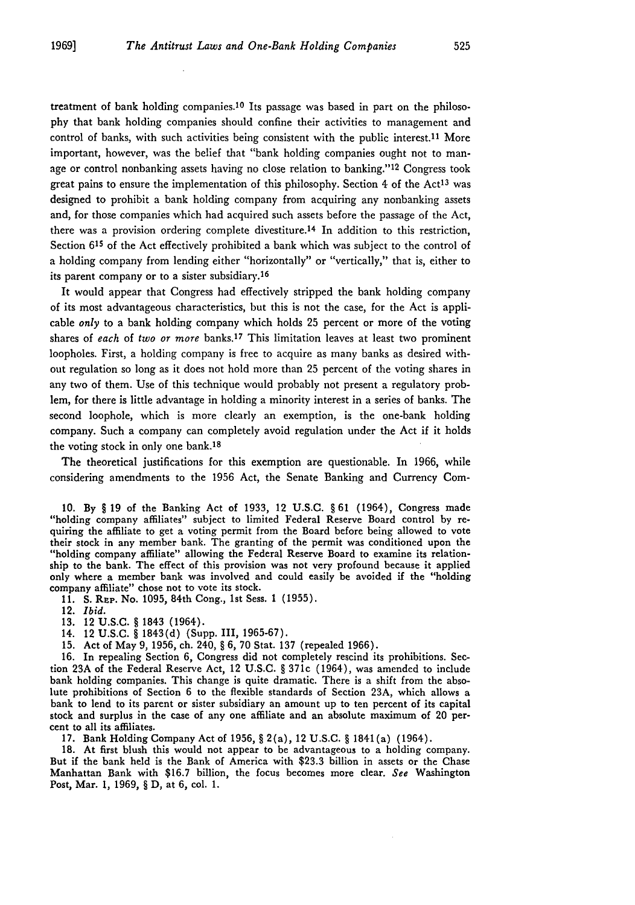treatment of bank holding companies.[10] Its passage was based in part on the philosophy that bank holding companies should confine their activities to management and control of banks, with such activities being consistent with the public interest.[11] More important, however, was the belief that "bank holding companies ought not to manage or control nonbanking assets having no close relation to banking."[12] Congress took great pains to ensure the implementation of this philosophy. Section 4 of the Act[13] was designed to prohibit a bank holding company from acquiring any nonbanking assets and, for those companies which had acquired such assets before the passage of the Act, there was a provision ordering complete divestiture.[14] In addition to this restriction, Section 6[15] of the Act effectively prohibited a bank which was subject to the control of a holding company from lending either "horizontally" or "vertically," that is, either to its parent company or to a sister subsidiary.[16]

It would appear that Congress had effectively stripped the bank holding company of its most advantageous characteristics, but this is not the case, for the Act is applicable *only* to a bank holding company which holds 25 percent or more of the voting shares of *each* of *two or more* banks.[17] This limitation leaves at least two prominent loopholes. First, a holding company is free to acquire as many banks as desired without regulation so long as it does not hold more than 25 percent of the voting shares in any two of them. Use of this technique would probably not present a regulatory problem, for there is little advantage in holding a minority interest in a series of banks. The second loophole, which is more clearly an exemption, is the one-bank holding company. Such a company can completely avoid regulation under the Act if it holds the voting stock in only one bank.[18]

The theoretical justifications for this exemption are questionable. In 1966, while considering amendments to the 1956 Act, the Senate Banking and Currency Com-

10. By § 19 of the Banking Act of 1933, 12 U.S.C. § 61 (1964), Congress made "holding company affiliates" subject to limited Federal Reserve Board control by requiring the affiliate to get a voting permit from the Board before being allowed to vote their stock in any member bank. The granting of the permit was conditioned upon the "holding company affiliate" allowing the Federal Reserve Board to examine its relationship to the bank. The effect of this provision was not very profound because it applied only where a member bank was involved and could easily be avoided if the "holding company affiliate" chose not to vote its stock.

11. S. Rep. No. 1095, 84th Cong., 1st Sess. 1 (1955).

12. *Ibid.*

13. 12 U.S.C. § 1843 (1964).

14. 12 U.S.C. § 1843(d) (Supp. III, 1965-67).

15. Act of May 9, 1956, ch. 240, § 6, 70 Stat. 137 (repealed 1966).

16. In repealing Section 6, Congress did not completely rescind its prohibitions. Section 23A of the Federal Reserve Act, 12 U.S.C. § 371c (1964), was amended to include bank holding companies. This change is quite dramatic. There is a shift from the absolute prohibitions of Section 6 to the flexible standards of Section 23A, which allows a bank to lend to its parent or sister subsidiary an amount up to ten percent of its capital stock and surplus in the case of any one affiliate and an absolute maximum of 20 percent to all its affiliates.

17. Bank Holding Company Act of 1956, § 2(a), 12 U.S.C. § 1841(a) (1964).

18. At first blush this would not appear to be advantageous to a holding company. But if the bank held is the Bank of America with \$23.3 billion in assets or the Chase Manhattan Bank with \$16.7 billion, the focus becomes more clear. *See* Washington Post, Mar. 1, 1969, § D, at 6, col. 1.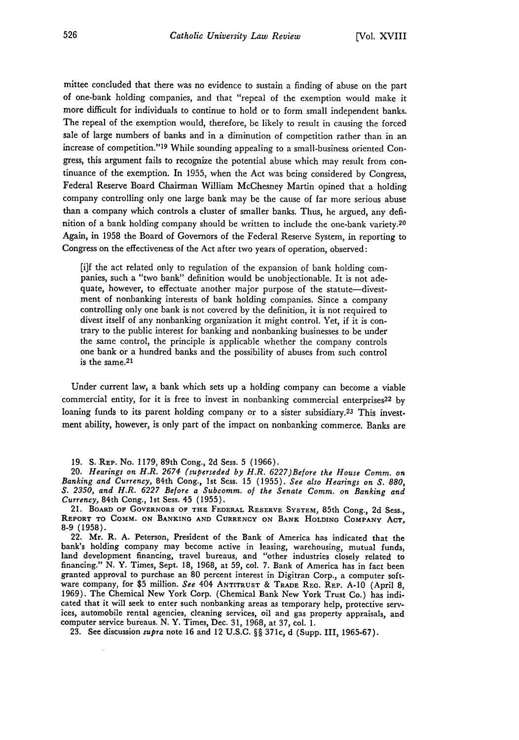mittee concluded that there was no evidence to sustain a finding of abuse on the part of one-bank holding companies, and that "repeal of the exemption would make it more difficult for individuals to continue to hold or to form small independent banks. The repeal of the exemption would, therefore, be likely to result in causing the forced sale of large numbers of banks and in a diminution of competition rather than in an increase of competition."[19] While sounding appealing to a small-business oriented Congress, this argument fails to recognize the potential abuse which may result from continuance of the exemption. In 1955, when the Act was being considered by Congress, Federal Reserve Board Chairman William McChesney Martin opined that a holding company controlling only one large bank may be the cause of far more serious abuse than a company which controls a cluster of smaller banks. Thus, he argued, any definition of a bank holding company should be written to include the one-bank variety.[20] Again, in 1958 the Board of Governors of the Federal Reserve System, in reporting to Congress on the effectiveness of the Act after two years of operation, observed:

> [i]f the act related only to regulation of the expansion of bank holding companies, such a "two bank" definition would be unobjectionable. It is not adequate, however, to effectuate another major purpose of the statute—divestment of nonbanking interests of bank holding companies. Since a company controlling only one bank is not covered by the definition, it is not required to divest itself of any nonbanking organization it might control. Yet, if it is contrary to the public interest for banking and nonbanking businesses to be under the same control, the principle is applicable whether the company controls one bank or a hundred banks and the possibility of abuses from such control is the same.[21]

Under current law, a bank which sets up a holding company can become a viable commercial entity, for it is free to invest in nonbanking commercial enterprises[22] by loaning funds to its parent holding company or to a sister subsidiary.[23] This investment ability, however, is only part of the impact on nonbanking commerce. Banks are

---

19. S. Rep. No. 1179, 89th Cong., 2d Sess. 5 (1966).

20. *Hearings on H.R. 2674 (superseded by H.R. 6227) Before the House Comm. on Banking and Currency,* 84th Cong., 1st Sess. 15 (1955). *See also Hearings on S. 880, S. 2350, and H.R. 6227 Before a Subcomm. of the Senate Comm. on Banking and Currency,* 84th Cong., 1st Sess. 45 (1955).

21. Board of Governors of the Federal Reserve System, 85th Cong., 2d Sess., Report to Comm. on Banking and Currency on Bank Holding Company Act, 8-9 (1958).

22. Mr. R. A. Peterson, President of the Bank of America has indicated that the bank's holding company may become active in leasing, warehousing, mutual funds, land development financing, travel bureaus, and "other industries closely related to financing." N. Y. Times, Sept. 18, 1968, at 59, col. 7. Bank of America has in fact been granted approval to purchase an 80 percent interest in Digitran Corp., a computer software company, for $5 million. *See* 404 Antitrust & Trade Reg. Rep. A-10 (April 8, 1969). The Chemical New York Corp. (Chemical Bank New York Trust Co.) has indicated that it will seek to enter such nonbanking areas as temporary help, protective services, automobile rental agencies, cleaning services, oil and gas property appraisals, and computer service bureaus. N. Y. Times, Dec. 31, 1968, at 37, col. 1.

23. See discussion *supra* note 16 and 12 U.S.C. §§ 371c, d (Supp. III, 1965-67).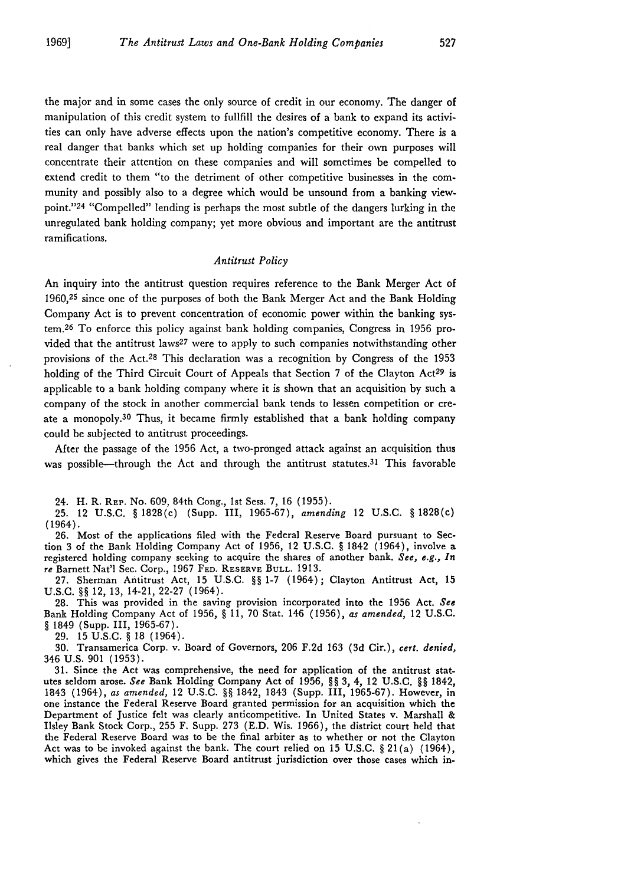the major and in some cases the only source of credit in our economy. The danger of manipulation of this credit system to fullfill the desires of a bank to expand its activities can only have adverse effects upon the nation's competitive economy. There is a real danger that banks which set up holding companies for their own purposes will concentrate their attention on these companies and will sometimes be compelled to extend credit to them "to the detriment of other competitive businesses in the community and possibly also to a degree which would be unsound from a banking viewpoint."[24] "Compelled" lending is perhaps the most subtle of the dangers lurking in the unregulated bank holding company; yet more obvious and important are the antitrust ramifications.

### *Antitrust Policy*

An inquiry into the antitrust question requires reference to the Bank Merger Act of 1960,[25] since one of the purposes of both the Bank Merger Act and the Bank Holding Company Act is to prevent concentration of economic power within the banking system.[26] To enforce this policy against bank holding companies, Congress in 1956 provided that the antitrust laws[27] were to apply to such companies notwithstanding other provisions of the Act.[28] This declaration was a recognition by Congress of the 1953 holding of the Third Circuit Court of Appeals that Section 7 of the Clayton Act[29] is applicable to a bank holding company where it is shown that an acquisition by such a company of the stock in another commercial bank tends to lessen competition or create a monopoly.[30] Thus, it became firmly established that a bank holding company could be subjected to antitrust proceedings.

After the passage of the 1956 Act, a two-pronged attack against an acquisition thus was possible—through the Act and through the antitrust statutes.[31] This favorable

24. H. R. Rep. No. 609, 84th Cong., 1st Sess. 7, 16 (1955).

25. 12 U.S.C. § 1828(c) (Supp. III, 1965-67), *amending* 12 U.S.C. § 1828(c) (1964).

26. Most of the applications filed with the Federal Reserve Board pursuant to Section 3 of the Bank Holding Company Act of 1956, 12 U.S.C. § 1842 (1964), involve a registered holding company seeking to acquire the shares of another bank. *See, e.g., In re* Barnett Nat'l Sec. Corp., 1967 Fed. Reserve Bull. 1913.

27. Sherman Antitrust Act, 15 U.S.C. §§ 1-7 (1964); Clayton Antitrust Act, 15 U.S.C. §§ 12, 13, 14-21, 22-27 (1964).

28. This was provided in the saving provision incorporated into the 1956 Act. *See* Bank Holding Company Act of 1956, § 11, 70 Stat. 146 (1956), *as amended*, 12 U.S.C. § 1849 (Supp. III, 1965-67).

29. 15 U.S.C. § 18 (1964).

30. Transamerica Corp. v. Board of Governors, 206 F.2d 163 (3d Cir.), *cert. denied*, 346 U.S. 901 (1953).

31. Since the Act was comprehensive, the need for application of the antitrust statutes seldom arose. *See* Bank Holding Company Act of 1956, §§ 3, 4, 12 U.S.C. §§ 1842, 1843 (1964), *as amended*, 12 U.S.C. §§ 1842, 1843 (Supp. III, 1965-67). However, in one instance the Federal Reserve Board granted permission for an acquisition which the Department of Justice felt was clearly anticompetitive. In United States v. Marshall & Ilsley Bank Stock Corp., 255 F. Supp. 273 (E.D. Wis. 1966), the district court held that the Federal Reserve Board was to be the final arbiter as to whether or not the Clayton Act was to be invoked against the bank. The court relied on 15 U.S.C. § 21(a) (1964), which gives the Federal Reserve Board antitrust jurisdiction over those cases which in-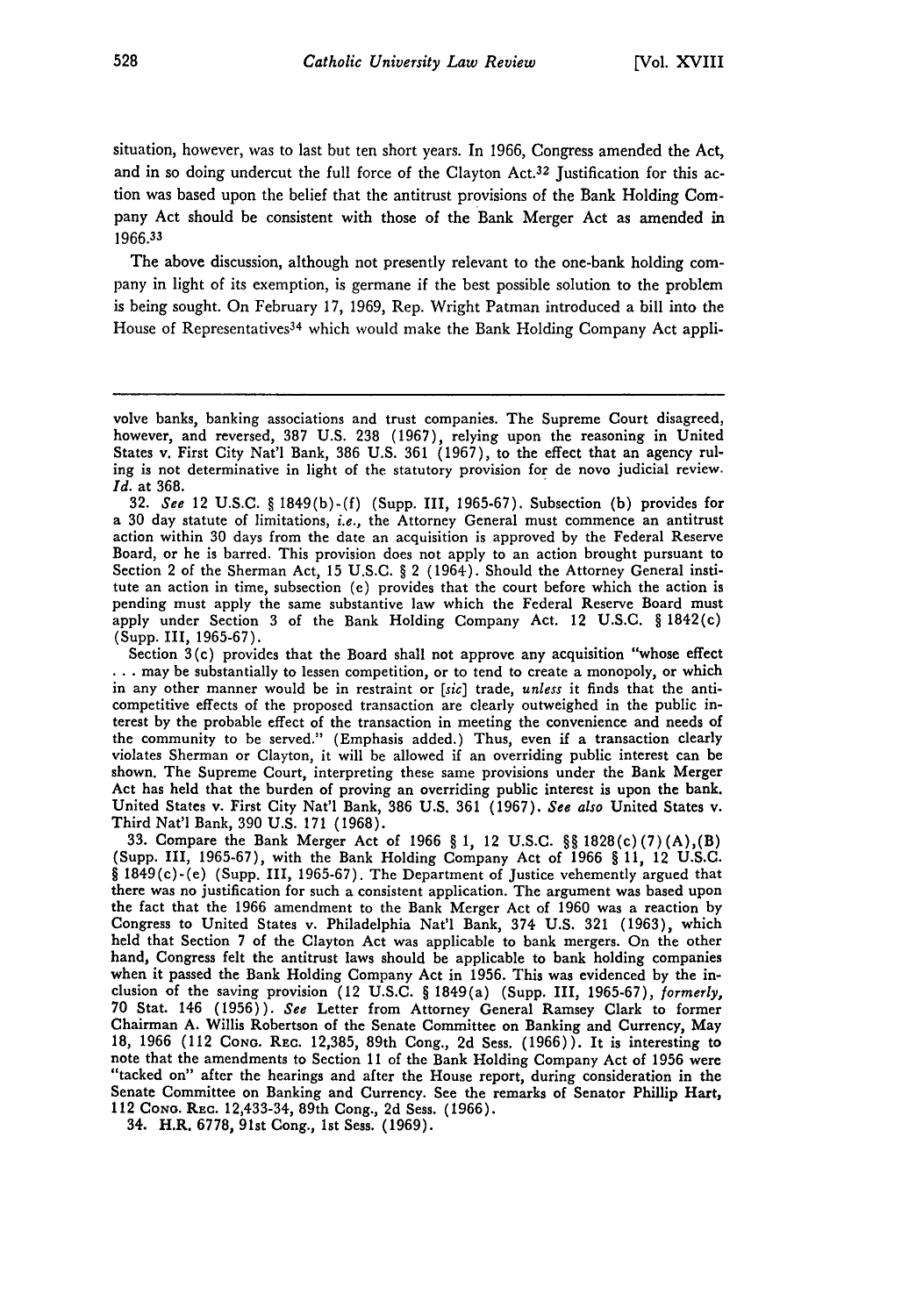situation, however, was to last but ten short years. In 1966, Congress amended the Act, and in so doing undercut the full force of the Clayton Act.[32] Justification for this action was based upon the belief that the antitrust provisions of the Bank Holding Company Act should be consistent with those of the Bank Merger Act as amended in 1966.[33]

The above discussion, although not presently relevant to the one-bank holding company in light of its exemption, is germane if the best possible solution to the problem is being sought. On February 17, 1969, Rep. Wright Patman introduced a bill into the House of Representatives[34] which would make the Bank Holding Company Act appli-

---

volve banks, banking associations and trust companies. The Supreme Court disagreed, however, and reversed, 387 U.S. 238 (1967), relying upon the reasoning in United States v. First City Nat'l Bank, 386 U.S. 361 (1967), to the effect that an agency ruling is not determinative in light of the statutory provision for de novo judicial review. *Id.* at 368.

32. *See* 12 U.S.C. § 1849(b)-(f) (Supp. III, 1965-67). Subsection (b) provides for a 30 day statute of limitations, *i.e.*, the Attorney General must commence an antitrust action within 30 days from the date an acquisition is approved by the Federal Reserve Board, or he is barred. This provision does not apply to an action brought pursuant to Section 2 of the Sherman Act, 15 U.S.C. § 2 (1964). Should the Attorney General institute an action in time, subsection (e) provides that the court before which the action is pending must apply the same substantive law which the Federal Reserve Board must apply under Section 3 of the Bank Holding Company Act. 12 U.S.C. § 1842(c) (Supp. III, 1965-67).

Section 3(c) provides that the Board shall not approve any acquisition "whose effect . . . may be substantially to lessen competition, or to tend to create a monopoly, or which in any other manner would be in restraint or [*sic*] trade, *unless* it finds that the anticompetitive effects of the proposed transaction are clearly outweighed in the public interest by the probable effect of the transaction in meeting the convenience and needs of the community to be served." (Emphasis added.) Thus, even if a transaction clearly violates Sherman or Clayton, it will be allowed if an overriding public interest can be shown. The Supreme Court, interpreting these same provisions under the Bank Merger Act has held that the burden of proving an overriding public interest is upon the bank. United States v. First City Nat'l Bank, 386 U.S. 361 (1967). *See also* United States v. Third Nat'l Bank, 390 U.S. 171 (1968).

33. Compare the Bank Merger Act of 1966 § 1, 12 U.S.C. §§ 1828(c)(7)(A),(B) (Supp. III, 1965-67), with the Bank Holding Company Act of 1966 § 11, 12 U.S.C. § 1849(c)-(e) (Supp. III, 1965-67). The Department of Justice vehemently argued that there was no justification for such a consistent application. The argument was based upon the fact that the 1966 amendment to the Bank Merger Act of 1960 was a reaction by Congress to United States v. Philadelphia Nat'l Bank, 374 U.S. 321 (1963), which held that Section 7 of the Clayton Act was applicable to bank mergers. On the other hand, Congress felt the antitrust laws should be applicable to bank holding companies when it passed the Bank Holding Company Act in 1956. This was evidenced by the inclusion of the saving provision (12 U.S.C. § 1849(a) (Supp. III, 1965-67), *formerly,* 70 Stat. 146 (1956)). *See* Letter from Attorney General Ramsey Clark to former Chairman A. Willis Robertson of the Senate Committee on Banking and Currency, May 18, 1966 (112 CONG. REC. 12,385, 89th Cong., 2d Sess. (1966)). It is interesting to note that the amendments to Section 11 of the Bank Holding Company Act of 1956 were "tacked on" after the hearings and after the House report, during consideration in the Senate Committee on Banking and Currency. See the remarks of Senator Phillip Hart, 112 CONG. REC. 12,433-34, 89th Cong., 2d Sess. (1966).

34. H.R. 6778, 91st Cong., 1st Sess. (1969).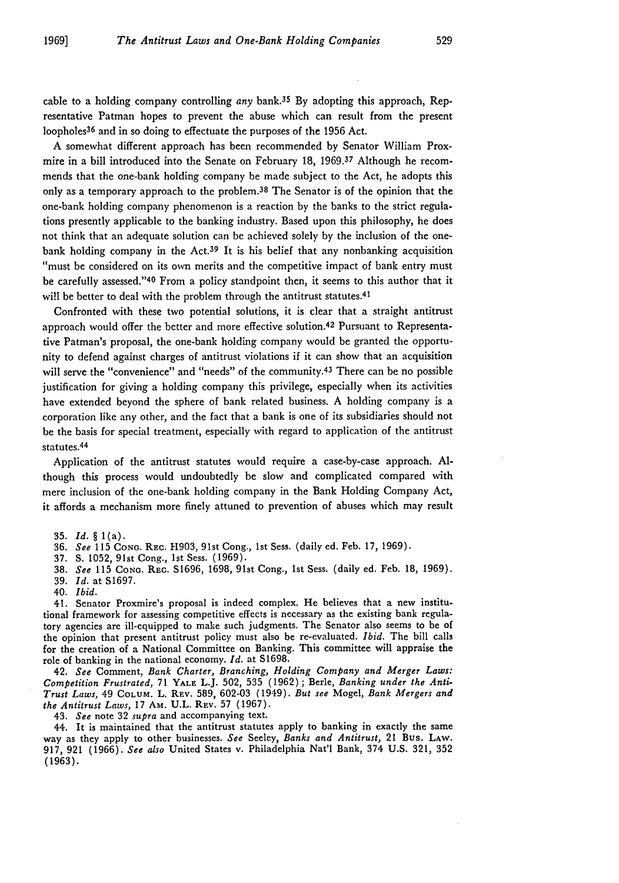cable to a holding company controlling *any* bank.[35] By adopting this approach, Representative Patman hopes to prevent the abuse which can result from the present loopholes[36] and in so doing to effectuate the purposes of the 1956 Act.

A somewhat different approach has been recommended by Senator William Proxmire in a bill introduced into the Senate on February 18, 1969.[37] Although he recommends that the one-bank holding company be made subject to the Act, he adopts this only as a temporary approach to the problem.[38] The Senator is of the opinion that the one-bank holding company phenomenon is a reaction by the banks to the strict regulations presently applicable to the banking industry. Based upon this philosophy, he does not think that an adequate solution can be achieved solely by the inclusion of the one-bank holding company in the Act.[39] It is his belief that any nonbanking acquisition "must be considered on its own merits and the competitive impact of bank entry must be carefully assessed."[40] From a policy standpoint then, it seems to this author that it will be better to deal with the problem through the antitrust statutes.[41]

Confronted with these two potential solutions, it is clear that a straight antitrust approach would offer the better and more effective solution.[42] Pursuant to Representative Patman's proposal, the one-bank holding company would be granted the opportunity to defend against charges of antitrust violations if it can show that an acquisition will serve the "convenience" and "needs" of the community.[43] There can be no possible justification for giving a holding company this privilege, especially when its activities have extended beyond the sphere of bank related business. A holding company is a corporation like any other, and the fact that a bank is one of its subsidiaries should not be the basis for special treatment, especially with regard to application of the antitrust statutes.[44]

Application of the antitrust statutes would require a case-by-case approach. Although this process would undoubtedly be slow and complicated compared with mere inclusion of the one-bank holding company in the Bank Holding Company Act, it affords a mechanism more finely attuned to prevention of abuses which may result

35. *Id.* § 1(a).

36. *See* 115 CONG. REC. H903, 91st Cong., 1st Sess. (daily ed. Feb. 17, 1969).

37. S. 1052, 91st Cong., 1st Sess. (1969).

38. *See* 115 CONG. REC. S1696, 1698, 91st Cong., 1st Sess. (daily ed. Feb. 18, 1969).

39. *Id.* at S1697.

40. *Ibid.*

41. Senator Proxmire's proposal is indeed complex. He believes that a new institutional framework for assessing competitive effects is necessary as the existing bank regulatory agencies are ill-equipped to make such judgments. The Senator also seems to be of the opinion that present antitrust policy must also be re-evaluated. *Ibid.* The bill calls for the creation of a National Committee on Banking. This committee will appraise the role of banking in the national economy. *Id.* at S1698.

42. *See* Comment, *Bank Charter, Branching, Holding Company and Merger Laws: Competition Frustrated,* 71 YALE L.J. 502, 535 (1962); Berle, *Banking under the Anti-Trust Laws,* 49 COLUM. L. REV. 589, 602-03 (1949). *But see* Mogel, *Bank Mergers and the Antitrust Laws,* 17 AM. U.L. REV. 57 (1967).

43. *See* note 32 *supra* and accompanying text.

44. It is maintained that the antitrust statutes apply to banking in exactly the same way as they apply to other businesses. *See* Seeley, *Banks and Antitrust,* 21 BUS. LAW. 917, 921 (1966). *See also* United States v. Philadelphia Nat'l Bank, 374 U.S. 321, 352 (1963).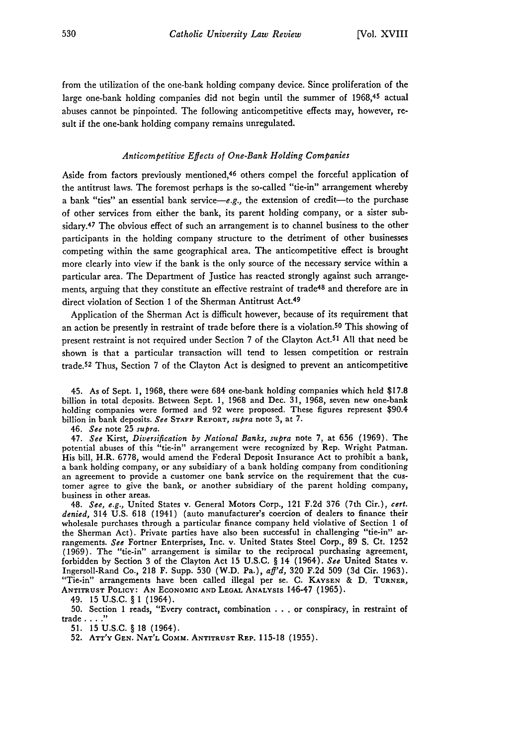from the utilization of the one-bank holding company device. Since proliferation of the large one-bank holding companies did not begin until the summer of 1968,[45] actual abuses cannot be pinpointed. The following anticompetitive effects may, however, result if the one-bank holding company remains unregulated.

*Anticompetitive Effects of One-Bank Holding Companies*

Aside from factors previously mentioned,[46] others compel the forceful application of the antitrust laws. The foremost perhaps is the so-called "tie-in" arrangement whereby a bank "ties" an essential bank service—*e.g.,* the extension of credit—to the purchase of other services from either the bank, its parent holding company, or a sister subsidiary.[47] The obvious effect of such an arrangement is to channel business to the other participants in the holding company structure to the detriment of other businesses competing within the same geographical area. The anticompetitive effect is brought more clearly into view if the bank is the only source of the necessary service within a particular area. The Department of Justice has reacted strongly against such arrangements, arguing that they constitute an effective restraint of trade[48] and therefore are in direct violation of Section 1 of the Sherman Antitrust Act.[49]

Application of the Sherman Act is difficult however, because of its requirement that an action be presently in restraint of trade before there is a violation.[50] This showing of present restraint is not required under Section 7 of the Clayton Act.[51] All that need be shown is that a particular transaction will tend to lessen competition or restrain trade.[52] Thus, Section 7 of the Clayton Act is designed to prevent an anticompetitive

45. As of Sept. 1, 1968, there were 684 one-bank holding companies which held $17.8 billion in total deposits. Between Sept. 1, 1968 and Dec. 31, 1968, seven new one-bank holding companies were formed and 92 were proposed. These figures represent $90.4 billion in bank deposits. *See* STAFF REPORT, *supra* note 3, at 7.

46. *See* note 25 *supra.*

47. *See* Kirst, *Diversification by National Banks, supra* note 7, at 656 (1969). The potential abuses of this "tie-in" arrangement were recognized by Rep. Wright Patman. His bill, H.R. 6778, would amend the Federal Deposit Insurance Act to prohibit a bank, a bank holding company, or any subsidiary of a bank holding company from conditioning an agreement to provide a customer one bank service on the requirement that the customer agree to give the bank, or another subsidiary of the parent holding company, business in other areas.

48. *See, e.g.,* United States v. General Motors Corp., 121 F.2d 376 (7th Cir.), *cert. denied,* 314 U.S. 618 (1941) (auto manufacturer's coercion of dealers to finance their wholesale purchases through a particular finance company held violative of Section 1 of the Sherman Act). Private parties have also been successful in challenging "tie-in" arrangements. *See* Fortner Enterprises, Inc. v. United States Steel Corp., 89 S. Ct. 1252 (1969). The "tie-in" arrangement is similar to the reciprocal purchasing agreement, forbidden by Section 3 of the Clayton Act 15 U.S.C. § 14 (1964). *See* United States v. Ingersoll-Rand Co., 218 F. Supp. 530 (W.D. Pa.), *aff'd,* 320 F.2d 509 (3d Cir. 1963). "Tie-in" arrangements have been called illegal per se. C. KAYSEN & D. TURNER, ANTITRUST POLICY: AN ECONOMIC AND LEGAL ANALYSIS 146-47 (1965).

49. 15 U.S.C. § 1 (1964).

50. Section 1 reads, "Every contract, combination . . . or conspiracy, in restraint of trade . . . ."

51. 15 U.S.C. § 18 (1964).

52. ATT'Y GEN. NAT'L COMM. ANTITRUST REP. 115-18 (1955).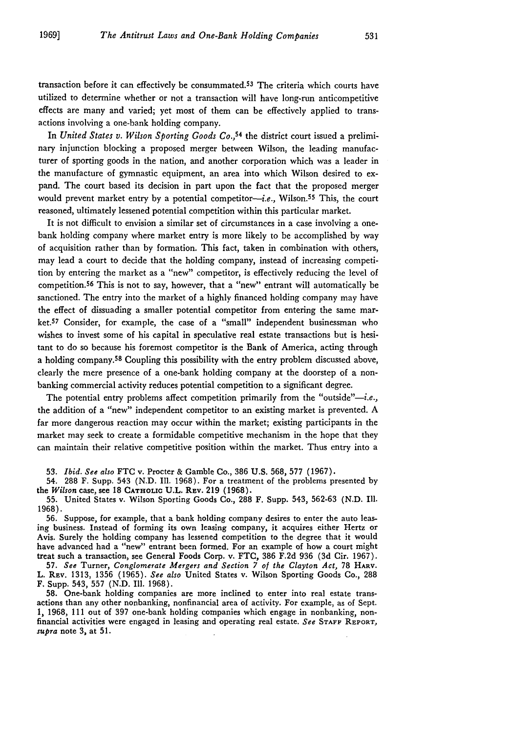transaction before it can effectively be consummated.[53] The criteria which courts have utilized to determine whether or not a transaction will have long-run anticompetitive effects are many and varied; yet most of them can be effectively applied to transactions involving a one-bank holding company.

In *United States v. Wilson Sporting Goods Co.*,[54] the district court issued a preliminary injunction blocking a proposed merger between Wilson, the leading manufacturer of sporting goods in the nation, and another corporation which was a leader in the manufacture of gymnastic equipment, an area into which Wilson desired to expand. The court based its decision in part upon the fact that the proposed merger would prevent market entry by a potential competitor—*i.e.*, Wilson.[55] This, the court reasoned, ultimately lessened potential competition within this particular market.

It is not difficult to envision a similar set of circumstances in a case involving a one-bank holding company where market entry is more likely to be accomplished by way of acquisition rather than by formation. This fact, taken in combination with others, may lead a court to decide that the holding company, instead of increasing competition by entering the market as a "new" competitor, is effectively reducing the level of competition.[56] This is not to say, however, that a "new" entrant will automatically be sanctioned. The entry into the market of a highly financed holding company may have the effect of dissuading a smaller potential competitor from entering the same market.[57] Consider, for example, the case of a "small" independent businessman who wishes to invest some of his capital in speculative real estate transactions but is hesitant to do so because his foremost competitor is the Bank of America, acting through a holding company.[58] Coupling this possibility with the entry problem discussed above, clearly the mere presence of a one-bank holding company at the doorstep of a nonbanking commercial activity reduces potential competition to a significant degree.

The potential entry problems affect competition primarily from the "outside"—*i.e.*, the addition of a "new" independent competitor to an existing market is prevented. A far more dangerous reaction may occur within the market; existing participants in the market may seek to create a formidable competitive mechanism in the hope that they can maintain their relative competitive position within the market. Thus entry into a

---

53. *Ibid. See also* FTC v. Procter & Gamble Co., 386 U.S. 568, 577 (1967).

54. 288 F. Supp. 543 (N.D. Ill. 1968). For a treatment of the problems presented by the *Wilson* case, see 18 CATHOLIC U.L. REV. 219 (1968).

55. United States v. Wilson Sporting Goods Co., 288 F. Supp. 543, 562-63 (N.D. Ill. 1968).

56. Suppose, for example, that a bank holding company desires to enter the auto leasing business. Instead of forming its own leasing company, it acquires either Hertz or Avis. Surely the holding company has lessened competition to the degree that it would have advanced had a "new" entrant been formed. For an example of how a court might treat such a transaction, see General Foods Corp. v. FTC, 386 F.2d 936 (3d Cir. 1967).

57. *See* Turner, *Conglomerate Mergers and Section 7 of the Clayton Act*, 78 HARV. L. REV. 1313, 1356 (1965). *See also* United States v. Wilson Sporting Goods Co., 288 F. Supp. 543, 557 (N.D. Ill. 1968).

58. One-bank holding companies are more inclined to enter into real estate transactions than any other nonbanking, nonfinancial area of activity. For example, as of Sept. 1, 1968, 111 out of 397 one-bank holding companies which engage in nonbanking, nonfinancial activities were engaged in leasing and operating real estate. *See* STAFF REPORT, *supra* note 3, at 51.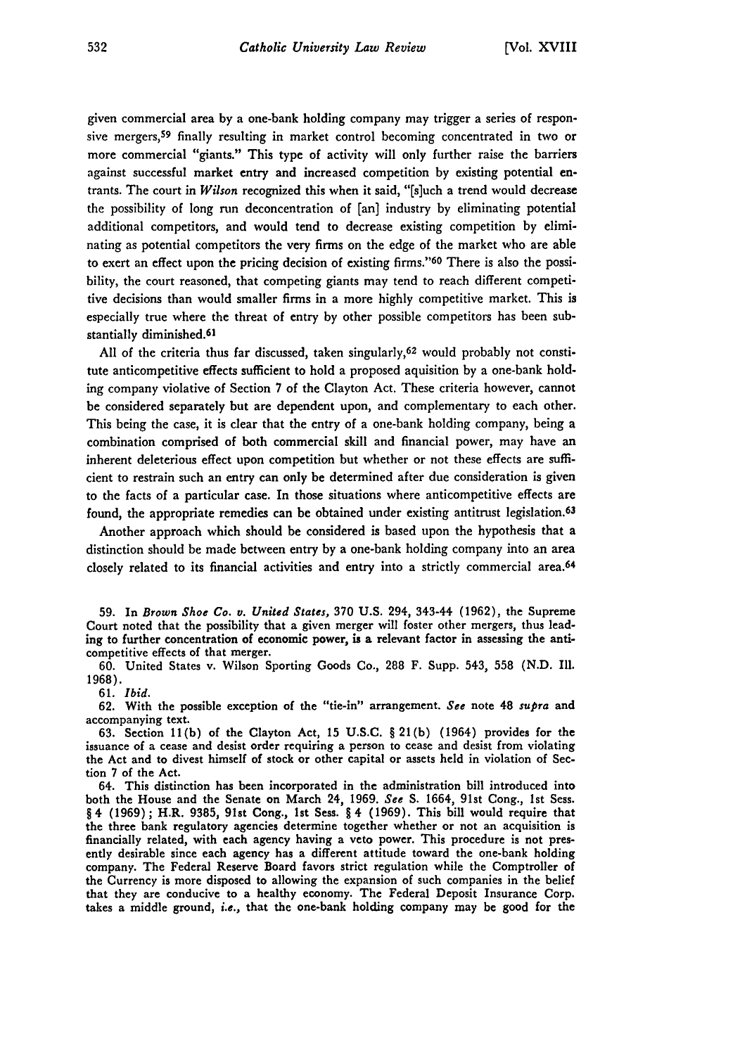given commercial area by a one-bank holding company may trigger a series of responsive mergers,[59] finally resulting in market control becoming concentrated in two or more commercial "giants." This type of activity will only further raise the barriers against successful market entry and increased competition by existing potential entrants. The court in *Wilson* recognized this when it said, "[s]uch a trend would decrease the possibility of long run deconcentration of [an] industry by eliminating potential additional competitors, and would tend to decrease existing competition by eliminating as potential competitors the very firms on the edge of the market who are able to exert an effect upon the pricing decision of existing firms."[60] There is also the possibility, the court reasoned, that competing giants may tend to reach different competitive decisions than would smaller firms in a more highly competitive market. This is especially true where the threat of entry by other possible competitors has been substantially diminished.[61]

All of the criteria thus far discussed, taken singularly,[62] would probably not constitute anticompetitive effects sufficient to hold a proposed aquisition by a one-bank holding company violative of Section 7 of the Clayton Act. These criteria however, cannot be considered separately but are dependent upon, and complementary to each other. This being the case, it is clear that the entry of a one-bank holding company, being a combination comprised of both commercial skill and financial power, may have an inherent deleterious effect upon competition but whether or not these effects are sufficient to restrain such an entry can only be determined after due consideration is given to the facts of a particular case. In those situations where anticompetitive effects are found, the appropriate remedies can be obtained under existing antitrust legislation.[63]

Another approach which should be considered is based upon the hypothesis that a distinction should be made between entry by a one-bank holding company into an area closely related to its financial activities and entry into a strictly commercial area.[64]

59. In *Brown Shoe Co. v. United States*, 370 U.S. 294, 343-44 (1962), the Supreme Court noted that the possibility that a given merger will foster other mergers, thus leading to further concentration of economic power, is a relevant factor in assessing the anticompetitive effects of that merger.

60. United States v. Wilson Sporting Goods Co., 288 F. Supp. 543, 558 (N.D. Ill. 1968).

61. *Ibid.*

62. With the possible exception of the "tie-in" arrangement. *See* note 48 *supra* and accompanying text.

63. Section 11(b) of the Clayton Act, 15 U.S.C. § 21(b) (1964) provides for the issuance of a cease and desist order requiring a person to cease and desist from violating the Act and to divest himself of stock or other capital or assets held in violation of Section 7 of the Act.

64. This distinction has been incorporated in the administration bill introduced into both the House and the Senate on March 24, 1969. *See* S. 1664, 91st Cong., 1st Sess. § 4 (1969); H.R. 9385, 91st Cong., 1st Sess. § 4 (1969). This bill would require that the three bank regulatory agencies determine together whether or not an acquisition is financially related, with each agency having a veto power. This procedure is not presently desirable since each agency has a different attitude toward the one-bank holding company. The Federal Reserve Board favors strict regulation while the Comptroller of the Currency is more disposed to allowing the expansion of such companies in the belief that they are conducive to a healthy economy. The Federal Deposit Insurance Corp. takes a middle ground, *i.e.*, that the one-bank holding company may be good for the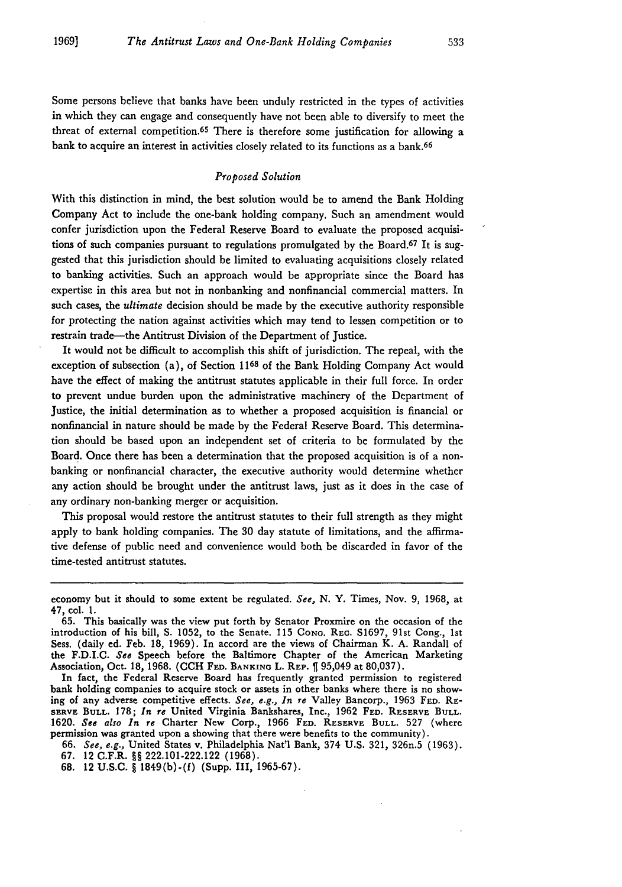Some persons believe that banks have been unduly restricted in the types of activities in which they can engage and consequently have not been able to diversify to meet the threat of external competition.[65] There is therefore some justification for allowing a bank to acquire an interest in activities closely related to its functions as a bank.[66]

### *Proposed Solution*

With this distinction in mind, the best solution would be to amend the Bank Holding Company Act to include the one-bank holding company. Such an amendment would confer jurisdiction upon the Federal Reserve Board to evaluate the proposed acquisitions of such companies pursuant to regulations promulgated by the Board.[67] It is suggested that this jurisdiction should be limited to evaluating acquisitions closely related to banking activities. Such an approach would be appropriate since the Board has expertise in this area but not in nonbanking and nonfinancial commercial matters. In such cases, the *ultimate* decision should be made by the executive authority responsible for protecting the nation against activities which may tend to lessen competition or to restrain trade—the Antitrust Division of the Department of Justice.

It would not be difficult to accomplish this shift of jurisdiction. The repeal, with the exception of subsection (a), of Section 11[68] of the Bank Holding Company Act would have the effect of making the antitrust statutes applicable in their full force. In order to prevent undue burden upon the administrative machinery of the Department of Justice, the initial determination as to whether a proposed acquisition is financial or nonfinancial in nature should be made by the Federal Reserve Board. This determination should be based upon an independent set of criteria to be formulated by the Board. Once there has been a determination that the proposed acquisition is of a nonbanking or nonfinancial character, the executive authority would determine whether any action should be brought under the antitrust laws, just as it does in the case of any ordinary non-banking merger or acquisition.

This proposal would restore the antitrust statutes to their full strength as they might apply to bank holding companies. The 30 day statute of limitations, and the affirmative defense of public need and convenience would both be discarded in favor of the time-tested antitrust statutes.

---

economy but it should to some extent be regulated. *See*, N. Y. Times, Nov. 9, 1968, at 47, col. 1.

65. This basically was the view put forth by Senator Proxmire on the occasion of the introduction of his bill, S. 1052, to the Senate. 115 CONG. REC. S1697, 91st Cong., 1st Sess. (daily ed. Feb. 18, 1969). In accord are the views of Chairman K. A. Randall of the F.D.I.C. *See* Speech before the Baltimore Chapter of the American Marketing Association, Oct. 18, 1968. (CCH FED. BANKING L. REP. ¶ 95,049 at 80,037).

In fact, the Federal Reserve Board has frequently granted permission to registered bank holding companies to acquire stock or assets in other banks where there is no showing of any adverse competitive effects. *See, e.g., In re* Valley Bancorp., 1963 FED. RESERVE BULL. 178; *In re* United Virginia Bankshares, Inc., 1962 FED. RESERVE BULL. 1620. *See also In re* Charter New Corp., 1966 FED. RESERVE BULL. 527 (where permission was granted upon a showing that there were benefits to the community).

66. *See, e.g.,* United States v. Philadelphia Nat'l Bank, 374 U.S. 321, 326n.5 (1963).

67. 12 C.F.R. §§ 222.101-222.122 (1968).

68. 12 U.S.C. § 1849(b)-(f) (Supp. III, 1965-67).